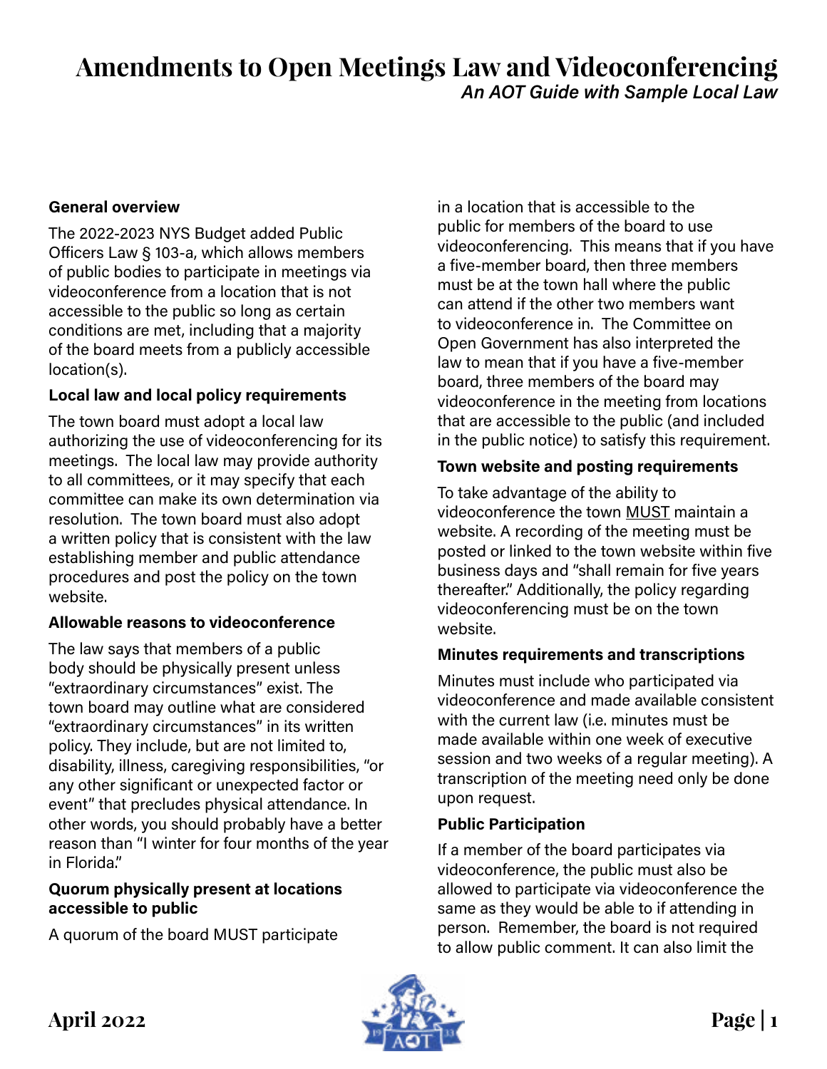# Amendments to Open Meetings Law and Videoconferencing

*An AOT Guide with Sample Local Law*

**General overview**

The 2022-2023 NYS Budget added Public Officers Law § 103-a, which allows members of public bodies to participate in meetings via videoconference from a location that is not accessible to the public so long as certain conditions are met, including that a majority of the board meets from a publicly accessible location(s).

**Local law and local policy requirements**

The town board must adopt a local law authorizing the use of videoconferencing for its meetings. The local law may provide authority to all committees, or it may specify that each committee can make its own determination via resolution. The town board must also adopt a written policy that is consistent with the law establishing member and public attendance procedures and post the policy on the town website.

**Allowable reasons to videoconference**

The law says that members of a public body should be physically present unless "extraordinary circumstances" exist. The town board may outline what are considered "extraordinary circumstances" in its written policy. They include, but are not limited to, disability, illness, caregiving responsibilities, "or any other significant or unexpected factor or event" that precludes physical attendance. In other words, you should probably have a better reason than "I winter for four months of the year in Florida."

**Quorum physically present at locations accessible to public**

A quorum of the board MUST participate in a location that is accessible to the public for members of the board to use videoconferencing. This means that if you have a five-member board, then three members must be at the town hall where the public can attend if the other two members want to videoconference in. The Committee on Open Government has also interpreted the law to mean that if you have a five-member board, three members of the board may videoconference in the meeting from locations that are accessible to the public (and included in the public notice) to satisfy this requirement.

**Town website and posting requirements**

To take advantage of the ability to videoconference the town MUST maintain a website. A recording of the meeting must be posted or linked to the town website within five business days and "shall remain for five years thereafter." Additionally, the policy regarding videoconferencing must be on the town website.

**Minutes requirements and transcriptions**

Minutes must include who participated via videoconference and made available consistent with the current law (i.e. minutes must be made available within one week of executive session and two weeks of a regular meeting). A transcription of the meeting need only be done upon request.

**Public Participation**

If a member of the board participates via videoconference, the public must also be allowed to participate via videoconference the same as they would be able to if attending in person. Remember, the board is not required to allow public comment. It can also limit the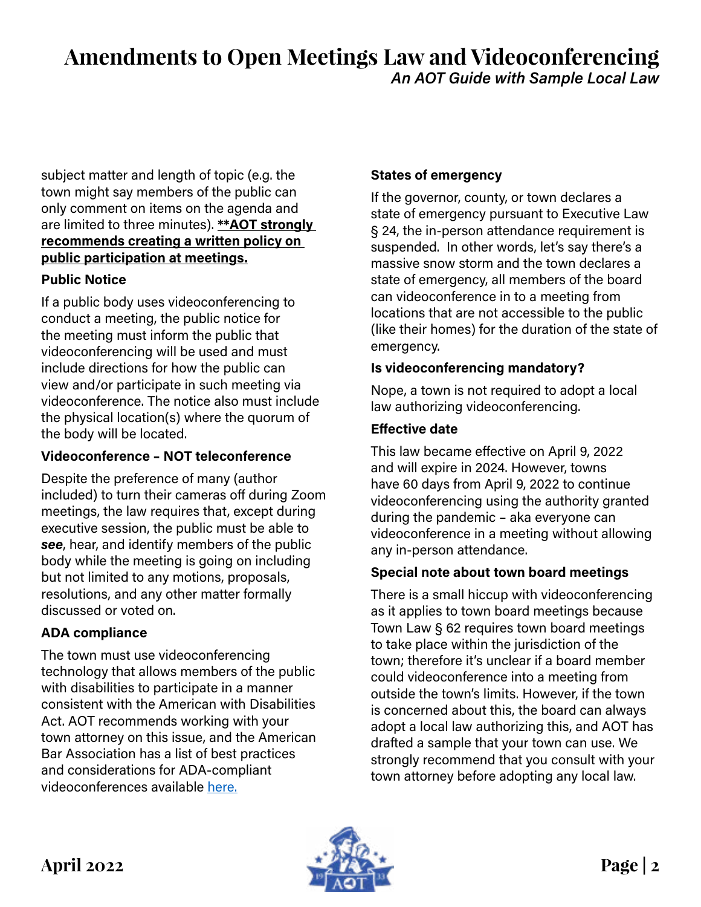subject matter and length of topic (e.g. the town might say members of the public can only comment on items on the agenda and are limited to three minutes). **<u>**AOT strongly recommends creating a written policy on public participation at meetings.</u>**

**Public Notice**

If a public body uses videoconferencing to conduct a meeting, the public notice for the meeting must inform the public that videoconferencing will be used and must include directions for how the public can view and/or participate in such meeting via videoconference. The notice also must include the physical location(s) where the quorum of the body will be located.

**Videoconference – NOT teleconference**

Despite the preference of many (author included) to turn their cameras off during Zoom meetings, the law requires that, except during executive session, the public must be able to ***see***, hear, and identify members of the public body while the meeting is going on including but not limited to any motions, proposals, resolutions, and any other matter formally discussed or voted on.

**ADA compliance**

The town must use videoconferencing technology that allows members of the public with disabilities to participate in a manner consistent with the American with Disabilities Act. AOT recommends working with your town attorney on this issue, and the American Bar Association has a list of best practices and considerations for ADA-compliant videoconferences available here.

**States of emergency**

If the governor, county, or town declares a state of emergency pursuant to Executive Law § 24, the in-person attendance requirement is suspended. In other words, let's say there's a massive snow storm and the town declares a state of emergency, all members of the board can videoconference in to a meeting from locations that are not accessible to the public (like their homes) for the duration of the state of emergency.

**Is videoconferencing mandatory?**

Nope, a town is not required to adopt a local law authorizing videoconferencing.

**Effective date**

This law became effective on April 9, 2022 and will expire in 2024. However, towns have 60 days from April 9, 2022 to continue videoconferencing using the authority granted during the pandemic – aka everyone can videoconference in a meeting without allowing any in-person attendance.

**Special note about town board meetings**

There is a small hiccup with videoconferencing as it applies to town board meetings because Town Law § 62 requires town board meetings to take place within the jurisdiction of the town; therefore it's unclear if a board member could videoconference into a meeting from outside the town's limits. However, if the town is concerned about this, the board can always adopt a local law authorizing this, and AOT has drafted a sample that your town can use. We strongly recommend that you consult with your town attorney before adopting any local law.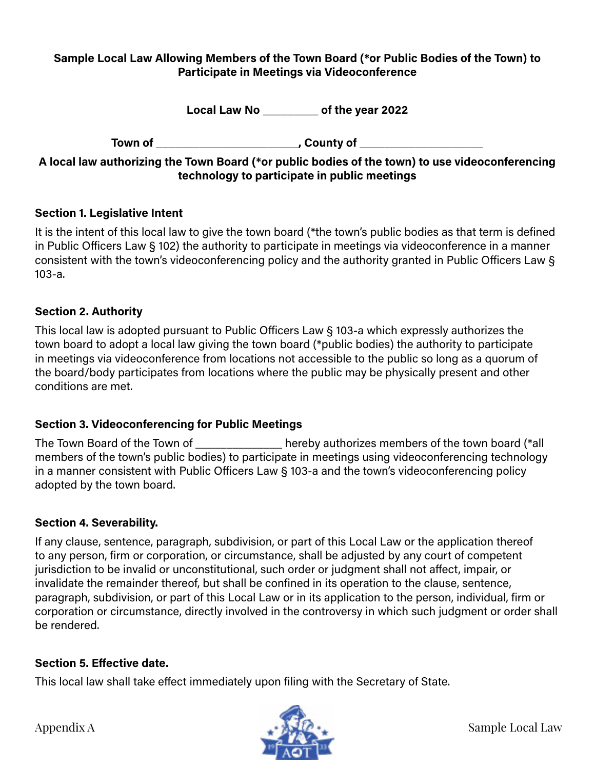**Sample Local Law Allowing Members of the Town Board (*or Public Bodies of the Town) to Participate in Meetings via Videoconference**

**Local Law No _________ of the year 2022**

**Town of _______________________, County of ____________________**

**A local law authorizing the Town Board (*or public bodies of the town) to use videoconferencing technology to participate in public meetings**

### Section 1. Legislative Intent

It is the intent of this local law to give the town board (*the town's public bodies as that term is defined in Public Officers Law § 102) the authority to participate in meetings via videoconference in a manner consistent with the town's videoconferencing policy and the authority granted in Public Officers Law § 103-a.

### Section 2. Authority

This local law is adopted pursuant to Public Officers Law § 103-a which expressly authorizes the town board to adopt a local law giving the town board (*public bodies) the authority to participate in meetings via videoconference from locations not accessible to the public so long as a quorum of the board/body participates from locations where the public may be physically present and other conditions are met.

### Section 3. Videoconferencing for Public Meetings

The Town Board of the Town of ______________ hereby authorizes members of the town board (*all members of the town's public bodies) to participate in meetings using videoconferencing technology in a manner consistent with Public Officers Law § 103-a and the town's videoconferencing policy adopted by the town board.

### Section 4. Severability.

If any clause, sentence, paragraph, subdivision, or part of this Local Law or the application thereof to any person, firm or corporation, or circumstance, shall be adjusted by any court of competent jurisdiction to be invalid or unconstitutional, such order or judgment shall not affect, impair, or invalidate the remainder thereof, but shall be confined in its operation to the clause, sentence, paragraph, subdivision, or part of this Local Law or in its application to the person, individual, firm or corporation or circumstance, directly involved in the controversy in which such judgment or order shall be rendered.

### Section 5. Effective date.

This local law shall take effect immediately upon filing with the Secretary of State.